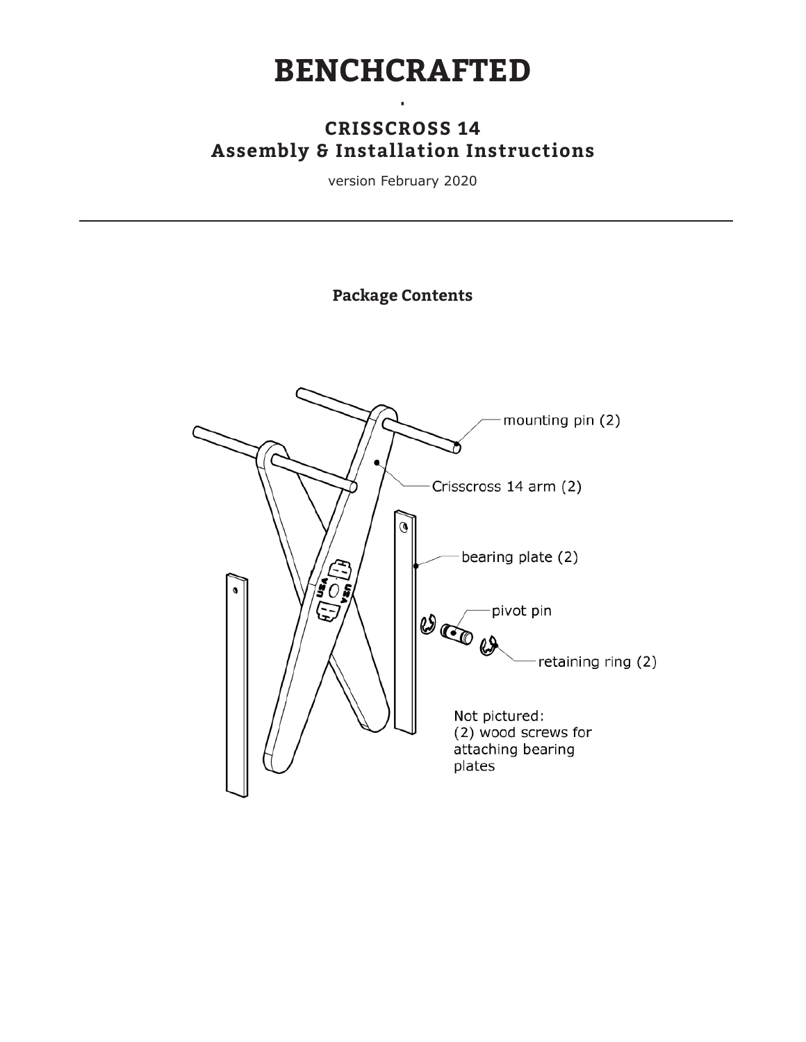# BENCHCRAFTED

## CRISSCROSS 14
## Assembly & Installation Instructions

version February 2020

---

### Package Contents

mounting pin (2)

Crisscross 14 arm (2)

bearing plate (2)

pivot pin

retaining ring (2)

Not pictured:
(2) wood screws for attaching bearing plates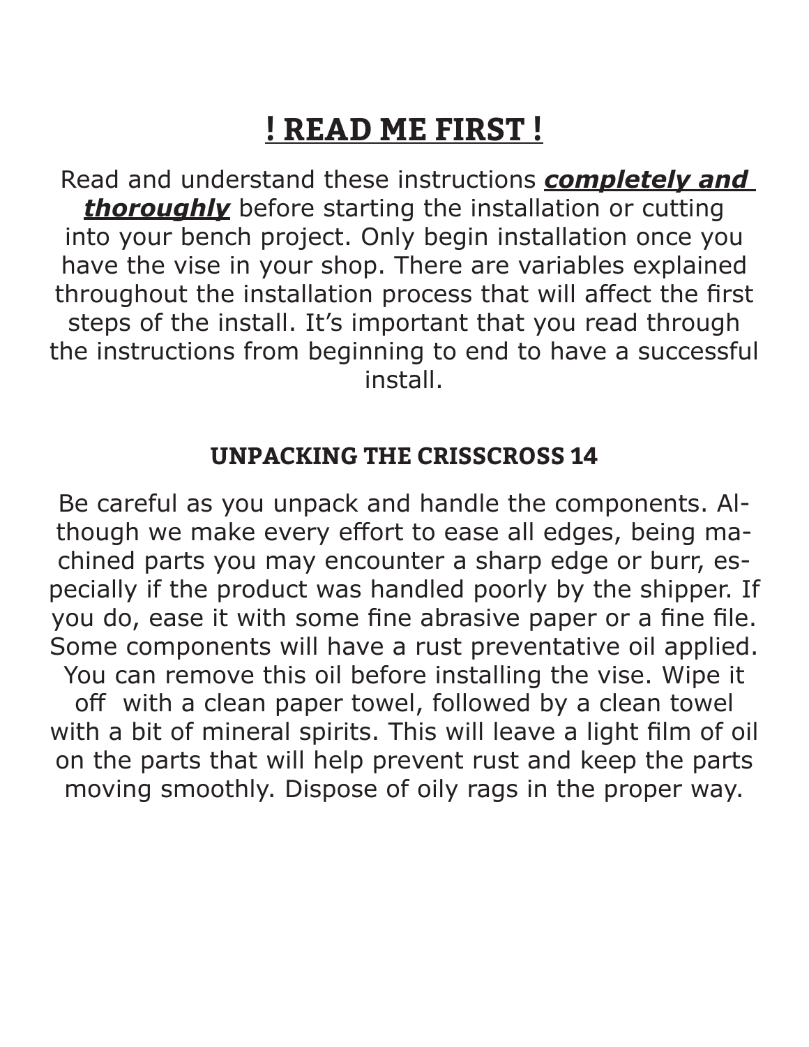# ! READ ME FIRST !

Read and understand these instructions ***completely and thoroughly*** before starting the installation or cutting into your bench project. Only begin installation once you have the vise in your shop. There are variables explained throughout the installation process that will affect the first steps of the install. It's important that you read through the instructions from beginning to end to have a successful install.

## UNPACKING THE CRISSCROSS 14

Be careful as you unpack and handle the components. Although we make every effort to ease all edges, being machined parts you may encounter a sharp edge or burr, especially if the product was handled poorly by the shipper. If you do, ease it with some fine abrasive paper or a fine file. Some components will have a rust preventative oil applied. You can remove this oil before installing the vise. Wipe it off with a clean paper towel, followed by a clean towel with a bit of mineral spirits. This will leave a light film of oil on the parts that will help prevent rust and keep the parts moving smoothly. Dispose of oily rags in the proper way.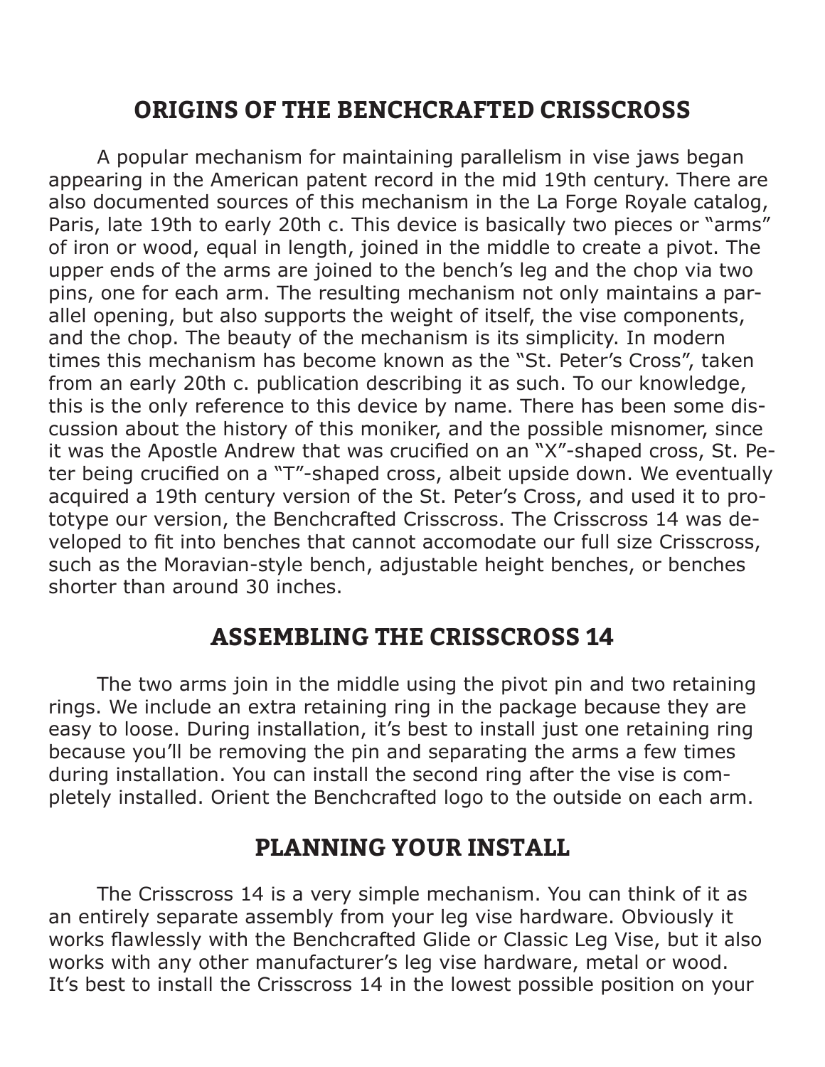## ORIGINS OF THE BENCHCRAFTED CRISSCROSS

A popular mechanism for maintaining parallelism in vise jaws began appearing in the American patent record in the mid 19th century. There are also documented sources of this mechanism in the La Forge Royale catalog, Paris, late 19th to early 20th c. This device is basically two pieces or "arms" of iron or wood, equal in length, joined in the middle to create a pivot. The upper ends of the arms are joined to the bench's leg and the chop via two pins, one for each arm. The resulting mechanism not only maintains a parallel opening, but also supports the weight of itself, the vise components, and the chop. The beauty of the mechanism is its simplicity. In modern times this mechanism has become known as the "St. Peter's Cross", taken from an early 20th c. publication describing it as such. To our knowledge, this is the only reference to this device by name. There has been some discussion about the history of this moniker, and the possible misnomer, since it was the Apostle Andrew that was crucified on an "X"-shaped cross, St. Peter being crucified on a "T"-shaped cross, albeit upside down. We eventually acquired a 19th century version of the St. Peter's Cross, and used it to prototype our version, the Benchcrafted Crisscross. The Crisscross 14 was developed to fit into benches that cannot accomodate our full size Crisscross, such as the Moravian-style bench, adjustable height benches, or benches shorter than around 30 inches.

## ASSEMBLING THE CRISSCROSS 14

The two arms join in the middle using the pivot pin and two retaining rings. We include an extra retaining ring in the package because they are easy to loose. During installation, it's best to install just one retaining ring because you'll be removing the pin and separating the arms a few times during installation. You can install the second ring after the vise is completely installed. Orient the Benchcrafted logo to the outside on each arm.

## PLANNING YOUR INSTALL

The Crisscross 14 is a very simple mechanism. You can think of it as an entirely separate assembly from your leg vise hardware. Obviously it works flawlessly with the Benchcrafted Glide or Classic Leg Vise, but it also works with any other manufacturer's leg vise hardware, metal or wood. It's best to install the Crisscross 14 in the lowest possible position on your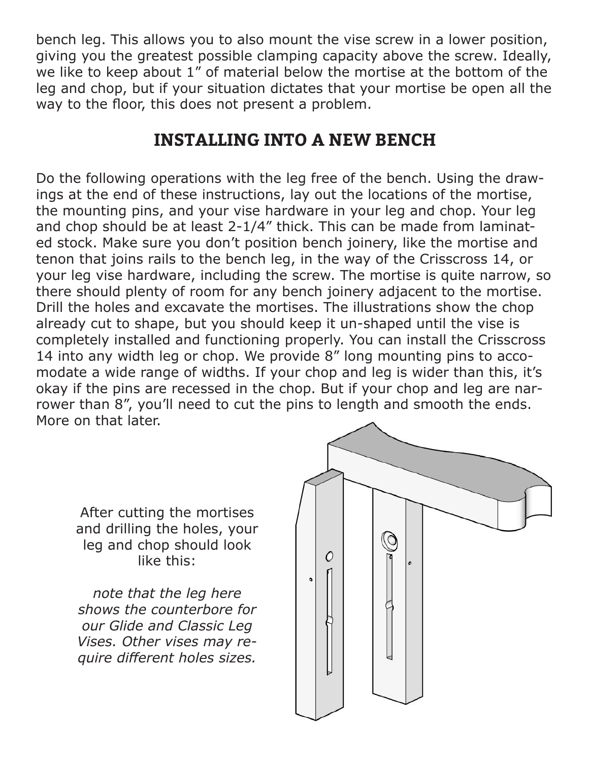bench leg. This allows you to also mount the vise screw in a lower position, giving you the greatest possible clamping capacity above the screw. Ideally, we like to keep about 1" of material below the mortise at the bottom of the leg and chop, but if your situation dictates that your mortise be open all the way to the floor, this does not present a problem.

## INSTALLING INTO A NEW BENCH

Do the following operations with the leg free of the bench. Using the drawings at the end of these instructions, lay out the locations of the mortise, the mounting pins, and your vise hardware in your leg and chop. Your leg and chop should be at least 2-1/4" thick. This can be made from laminated stock. Make sure you don't position bench joinery, like the mortise and tenon that joins rails to the bench leg, in the way of the Crisscross 14, or your leg vise hardware, including the screw. The mortise is quite narrow, so there should plenty of room for any bench joinery adjacent to the mortise. Drill the holes and excavate the mortises. The illustrations show the chop already cut to shape, but you should keep it un-shaped until the vise is completely installed and functioning properly. You can install the Crisscross 14 into any width leg or chop. We provide 8" long mounting pins to accomodate a wide range of widths. If your chop and leg is wider than this, it's okay if the pins are recessed in the chop. But if your chop and leg are narrower than 8", you'll need to cut the pins to length and smooth the ends. More on that later.

After cutting the mortises and drilling the holes, your leg and chop should look like this:

*note that the leg here shows the counterbore for our Glide and Classic Leg Vises. Other vises may require different holes sizes.*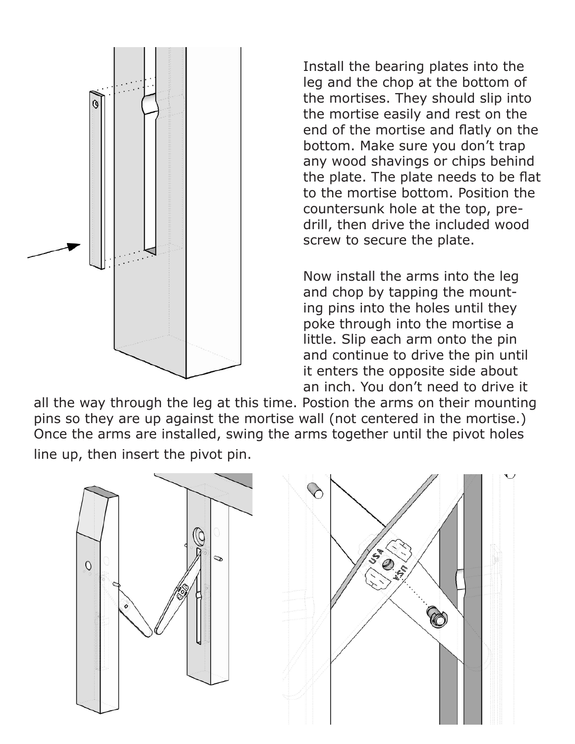Install the bearing plates into the leg and the chop at the bottom of the mortises. They should slip into the mortise easily and rest on the end of the mortise and flatly on the bottom. Make sure you don't trap any wood shavings or chips behind the plate. The plate needs to be flat to the mortise bottom. Position the countersunk hole at the top, pre-drill, then drive the included wood screw to secure the plate.

Now install the arms into the leg and chop by tapping the mounting pins into the holes until they poke through into the mortise a little. Slip each arm onto the pin and continue to drive the pin until it enters the opposite side about an inch. You don't need to drive it all the way through the leg at this time. Postion the arms on their mounting pins so they are up against the mortise wall (not centered in the mortise.) Once the arms are installed, swing the arms together until the pivot holes line up, then insert the pivot pin.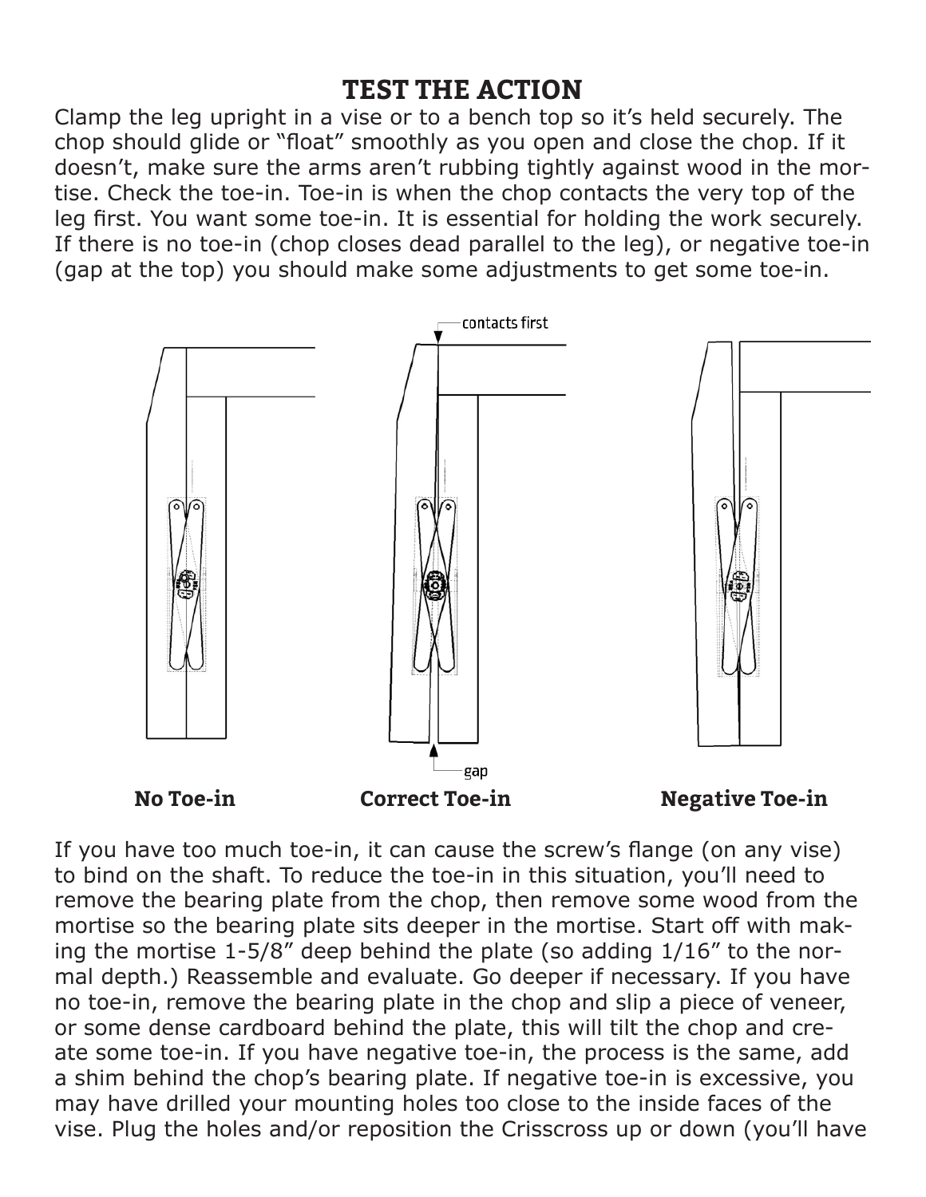## TEST THE ACTION

Clamp the leg upright in a vise or to a bench top so it's held securely. The chop should glide or "float" smoothly as you open and close the chop. If it doesn't, make sure the arms aren't rubbing tightly against wood in the mortise. Check the toe-in. Toe-in is when the chop contacts the very top of the leg first. You want some toe-in. It is essential for holding the work securely. If there is no toe-in (chop closes dead parallel to the leg), or negative toe-in (gap at the top) you should make some adjustments to get some toe-in.

contacts first

gap

**No Toe-in** **Correct Toe-in** **Negative Toe-in**

If you have too much toe-in, it can cause the screw's flange (on any vise) to bind on the shaft. To reduce the toe-in in this situation, you'll need to remove the bearing plate from the chop, then remove some wood from the mortise so the bearing plate sits deeper in the mortise. Start off with making the mortise 1-5/8" deep behind the plate (so adding 1/16" to the normal depth.) Reassemble and evaluate. Go deeper if necessary. If you have no toe-in, remove the bearing plate in the chop and slip a piece of veneer, or some dense cardboard behind the plate, this will tilt the chop and create some toe-in. If you have negative toe-in, the process is the same, add a shim behind the chop's bearing plate. If negative toe-in is excessive, you may have drilled your mounting holes too close to the inside faces of the vise. Plug the holes and/or reposition the Crisscross up or down (you'll have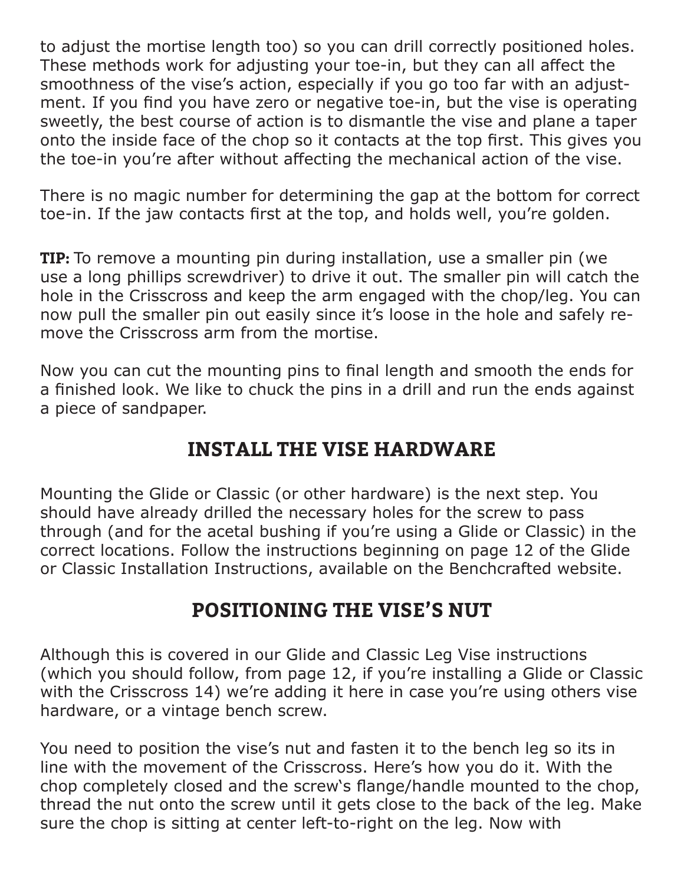to adjust the mortise length too) so you can drill correctly positioned holes. These methods work for adjusting your toe-in, but they can all affect the smoothness of the vise's action, especially if you go too far with an adjustment. If you find you have zero or negative toe-in, but the vise is operating sweetly, the best course of action is to dismantle the vise and plane a taper onto the inside face of the chop so it contacts at the top first. This gives you the toe-in you're after without affecting the mechanical action of the vise.

There is no magic number for determining the gap at the bottom for correct toe-in. If the jaw contacts first at the top, and holds well, you're golden.

**TIP:** To remove a mounting pin during installation, use a smaller pin (we use a long phillips screwdriver) to drive it out. The smaller pin will catch the hole in the Crisscross and keep the arm engaged with the chop/leg. You can now pull the smaller pin out easily since it's loose in the hole and safely remove the Crisscross arm from the mortise.

Now you can cut the mounting pins to final length and smooth the ends for a finished look. We like to chuck the pins in a drill and run the ends against a piece of sandpaper.

## INSTALL THE VISE HARDWARE

Mounting the Glide or Classic (or other hardware) is the next step. You should have already drilled the necessary holes for the screw to pass through (and for the acetal bushing if you're using a Glide or Classic) in the correct locations. Follow the instructions beginning on page 12 of the Glide or Classic Installation Instructions, available on the Benchcrafted website.

## POSITIONING THE VISE'S NUT

Although this is covered in our Glide and Classic Leg Vise instructions (which you should follow, from page 12, if you're installing a Glide or Classic with the Crisscross 14) we're adding it here in case you're using others vise hardware, or a vintage bench screw.

You need to position the vise's nut and fasten it to the bench leg so its in line with the movement of the Crisscross. Here's how you do it. With the chop completely closed and the screw's flange/handle mounted to the chop, thread the nut onto the screw until it gets close to the back of the leg. Make sure the chop is sitting at center left-to-right on the leg. Now with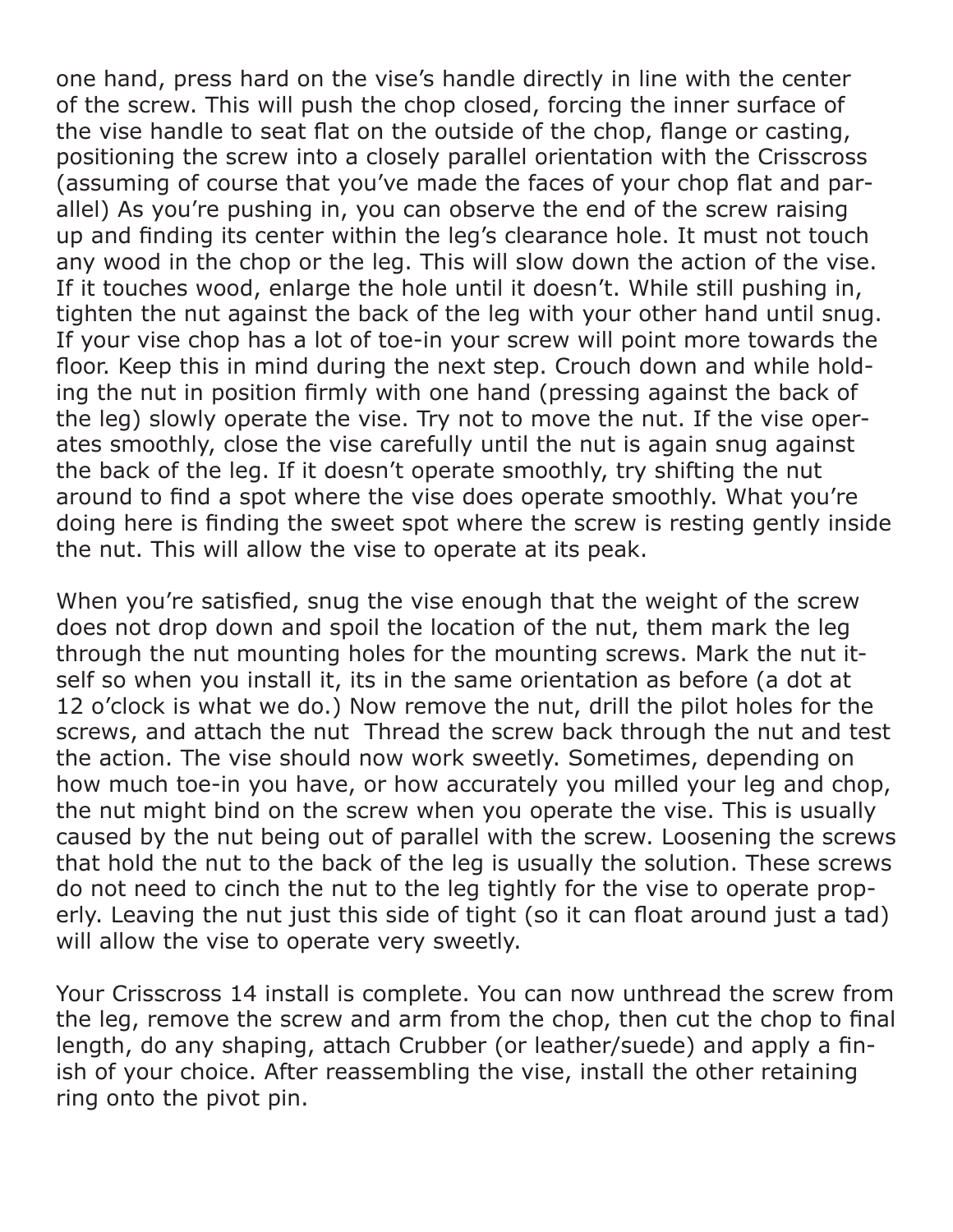one hand, press hard on the vise's handle directly in line with the center of the screw. This will push the chop closed, forcing the inner surface of the vise handle to seat flat on the outside of the chop, flange or casting, positioning the screw into a closely parallel orientation with the Crisscross (assuming of course that you've made the faces of your chop flat and parallel) As you're pushing in, you can observe the end of the screw raising up and finding its center within the leg's clearance hole. It must not touch any wood in the chop or the leg. This will slow down the action of the vise. If it touches wood, enlarge the hole until it doesn't. While still pushing in, tighten the nut against the back of the leg with your other hand until snug. If your vise chop has a lot of toe-in your screw will point more towards the floor. Keep this in mind during the next step. Crouch down and while holding the nut in position firmly with one hand (pressing against the back of the leg) slowly operate the vise. Try not to move the nut. If the vise operates smoothly, close the vise carefully until the nut is again snug against the back of the leg. If it doesn't operate smoothly, try shifting the nut around to find a spot where the vise does operate smoothly. What you're doing here is finding the sweet spot where the screw is resting gently inside the nut. This will allow the vise to operate at its peak.

When you're satisfied, snug the vise enough that the weight of the screw does not drop down and spoil the location of the nut, them mark the leg through the nut mounting holes for the mounting screws. Mark the nut itself so when you install it, its in the same orientation as before (a dot at 12 o'clock is what we do.) Now remove the nut, drill the pilot holes for the screws, and attach the nut  Thread the screw back through the nut and test the action. The vise should now work sweetly. Sometimes, depending on how much toe-in you have, or how accurately you milled your leg and chop, the nut might bind on the screw when you operate the vise. This is usually caused by the nut being out of parallel with the screw. Loosening the screws that hold the nut to the back of the leg is usually the solution. These screws do not need to cinch the nut to the leg tightly for the vise to operate properly. Leaving the nut just this side of tight (so it can float around just a tad) will allow the vise to operate very sweetly.

Your Crisscross 14 install is complete. You can now unthread the screw from the leg, remove the screw and arm from the chop, then cut the chop to final length, do any shaping, attach Crubber (or leather/suede) and apply a finish of your choice. After reassembling the vise, install the other retaining ring onto the pivot pin.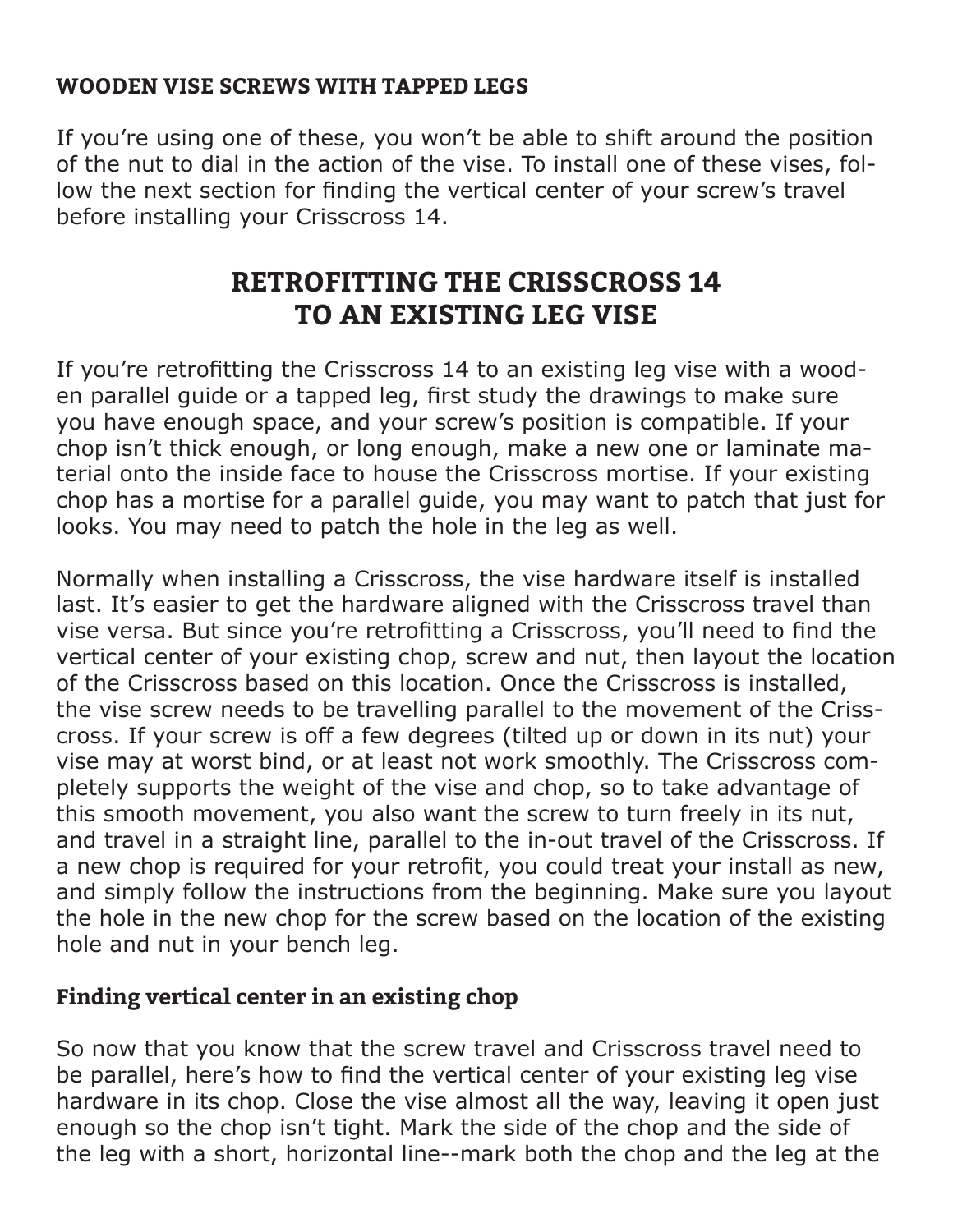### WOODEN VISE SCREWS WITH TAPPED LEGS

If you're using one of these, you won't be able to shift around the position of the nut to dial in the action of the vise. To install one of these vises, follow the next section for finding the vertical center of your screw's travel before installing your Crisscross 14.

## RETROFITTING THE CRISSCROSS 14 TO AN EXISTING LEG VISE

If you're retrofitting the Crisscross 14 to an existing leg vise with a wooden parallel guide or a tapped leg, first study the drawings to make sure you have enough space, and your screw's position is compatible. If your chop isn't thick enough, or long enough, make a new one or laminate material onto the inside face to house the Crisscross mortise. If your existing chop has a mortise for a parallel guide, you may want to patch that just for looks. You may need to patch the hole in the leg as well.

Normally when installing a Crisscross, the vise hardware itself is installed last. It's easier to get the hardware aligned with the Crisscross travel than vise versa. But since you're retrofitting a Crisscross, you'll need to find the vertical center of your existing chop, screw and nut, then layout the location of the Crisscross based on this location. Once the Crisscross is installed, the vise screw needs to be travelling parallel to the movement of the Crisscross. If your screw is off a few degrees (tilted up or down in its nut) your vise may at worst bind, or at least not work smoothly. The Crisscross completely supports the weight of the vise and chop, so to take advantage of this smooth movement, you also want the screw to turn freely in its nut, and travel in a straight line, parallel to the in-out travel of the Crisscross. If a new chop is required for your retrofit, you could treat your install as new, and simply follow the instructions from the beginning. Make sure you layout the hole in the new chop for the screw based on the location of the existing hole and nut in your bench leg.

### Finding vertical center in an existing chop

So now that you know that the screw travel and Crisscross travel need to be parallel, here's how to find the vertical center of your existing leg vise hardware in its chop. Close the vise almost all the way, leaving it open just enough so the chop isn't tight. Mark the side of the chop and the side of the leg with a short, horizontal line--mark both the chop and the leg at the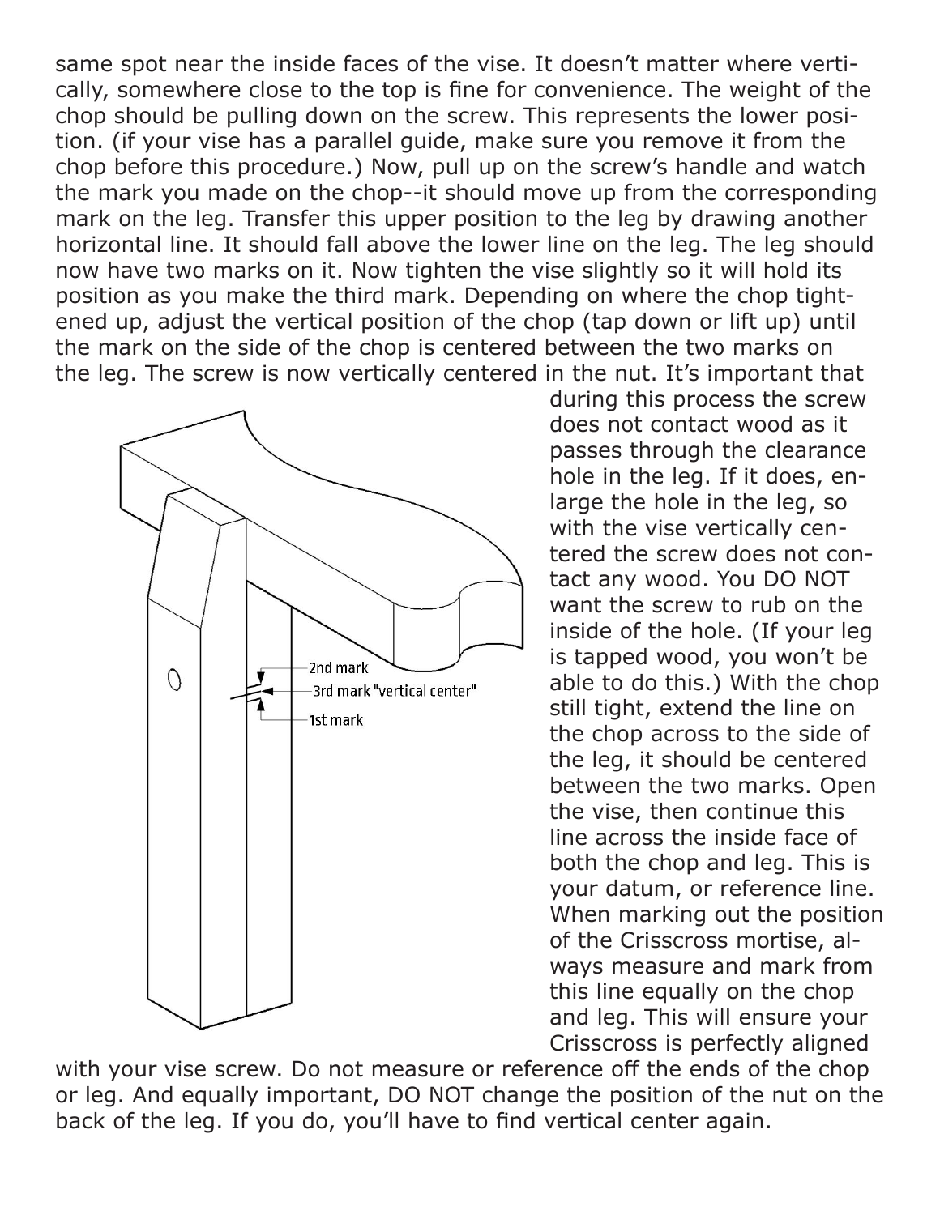same spot near the inside faces of the vise. It doesn't matter where vertically, somewhere close to the top is fine for convenience. The weight of the chop should be pulling down on the screw. This represents the lower position. (if your vise has a parallel guide, make sure you remove it from the chop before this procedure.) Now, pull up on the screw's handle and watch the mark you made on the chop--it should move up from the corresponding mark on the leg. Transfer this upper position to the leg by drawing another horizontal line. It should fall above the lower line on the leg. The leg should now have two marks on it. Now tighten the vise slightly so it will hold its position as you make the third mark. Depending on where the chop tightened up, adjust the vertical position of the chop (tap down or lift up) until the mark on the side of the chop is centered between the two marks on the leg. The screw is now vertically centered in the nut. It's important that during this process the screw does not contact wood as it passes through the clearance hole in the leg. If it does, enlarge the hole in the leg, so with the vise vertically centered the screw does not contact any wood. You DO NOT want the screw to rub on the inside of the hole. (If your leg is tapped wood, you won't be able to do this.) With the chop still tight, extend the line on the chop across to the side of the leg, it should be centered between the two marks. Open the vise, then continue this line across the inside face of both the chop and leg. This is your datum, or reference line. When marking out the position of the Crisscross mortise, always measure and mark from this line equally on the chop and leg. This will ensure your Crisscross is perfectly aligned with your vise screw. Do not measure or reference off the ends of the chop or leg. And equally important, DO NOT change the position of the nut on the back of the leg. If you do, you'll have to find vertical center again.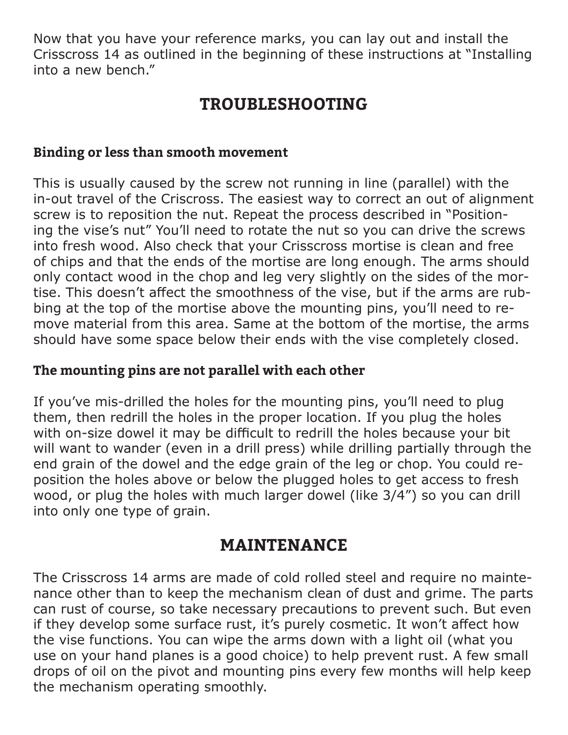Now that you have your reference marks, you can lay out and install the Crisscross 14 as outlined in the beginning of these instructions at "Installing into a new bench."

## TROUBLESHOOTING

### Binding or less than smooth movement

This is usually caused by the screw not running in line (parallel) with the in-out travel of the Criscross. The easiest way to correct an out of alignment screw is to reposition the nut. Repeat the process described in "Positioning the vise's nut" You'll need to rotate the nut so you can drive the screws into fresh wood. Also check that your Crisscross mortise is clean and free of chips and that the ends of the mortise are long enough. The arms should only contact wood in the chop and leg very slightly on the sides of the mortise. This doesn't affect the smoothness of the vise, but if the arms are rubbing at the top of the mortise above the mounting pins, you'll need to remove material from this area. Same at the bottom of the mortise, the arms should have some space below their ends with the vise completely closed.

### The mounting pins are not parallel with each other

If you've mis-drilled the holes for the mounting pins, you'll need to plug them, then redrill the holes in the proper location. If you plug the holes with on-size dowel it may be difficult to redrill the holes because your bit will want to wander (even in a drill press) while drilling partially through the end grain of the dowel and the edge grain of the leg or chop. You could reposition the holes above or below the plugged holes to get access to fresh wood, or plug the holes with much larger dowel (like 3/4") so you can drill into only one type of grain.

## MAINTENANCE

The Crisscross 14 arms are made of cold rolled steel and require no maintenance other than to keep the mechanism clean of dust and grime. The parts can rust of course, so take necessary precautions to prevent such. But even if they develop some surface rust, it's purely cosmetic. It won't affect how the vise functions. You can wipe the arms down with a light oil (what you use on your hand planes is a good choice) to help prevent rust. A few small drops of oil on the pivot and mounting pins every few months will help keep the mechanism operating smoothly.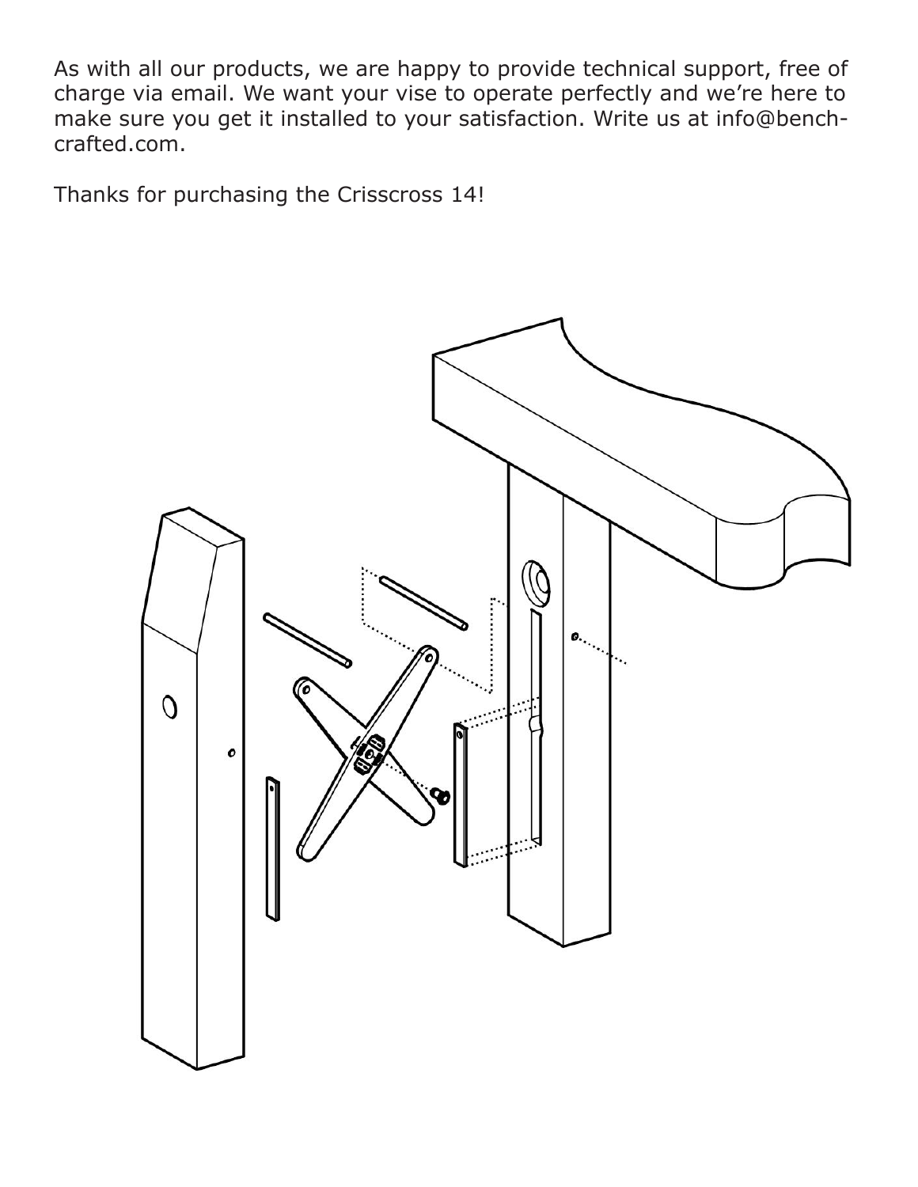As with all our products, we are happy to provide technical support, free of charge via email. We want your vise to operate perfectly and we're here to make sure you get it installed to your satisfaction. Write us at info@benchcrafted.com.

Thanks for purchasing the Crisscross 14!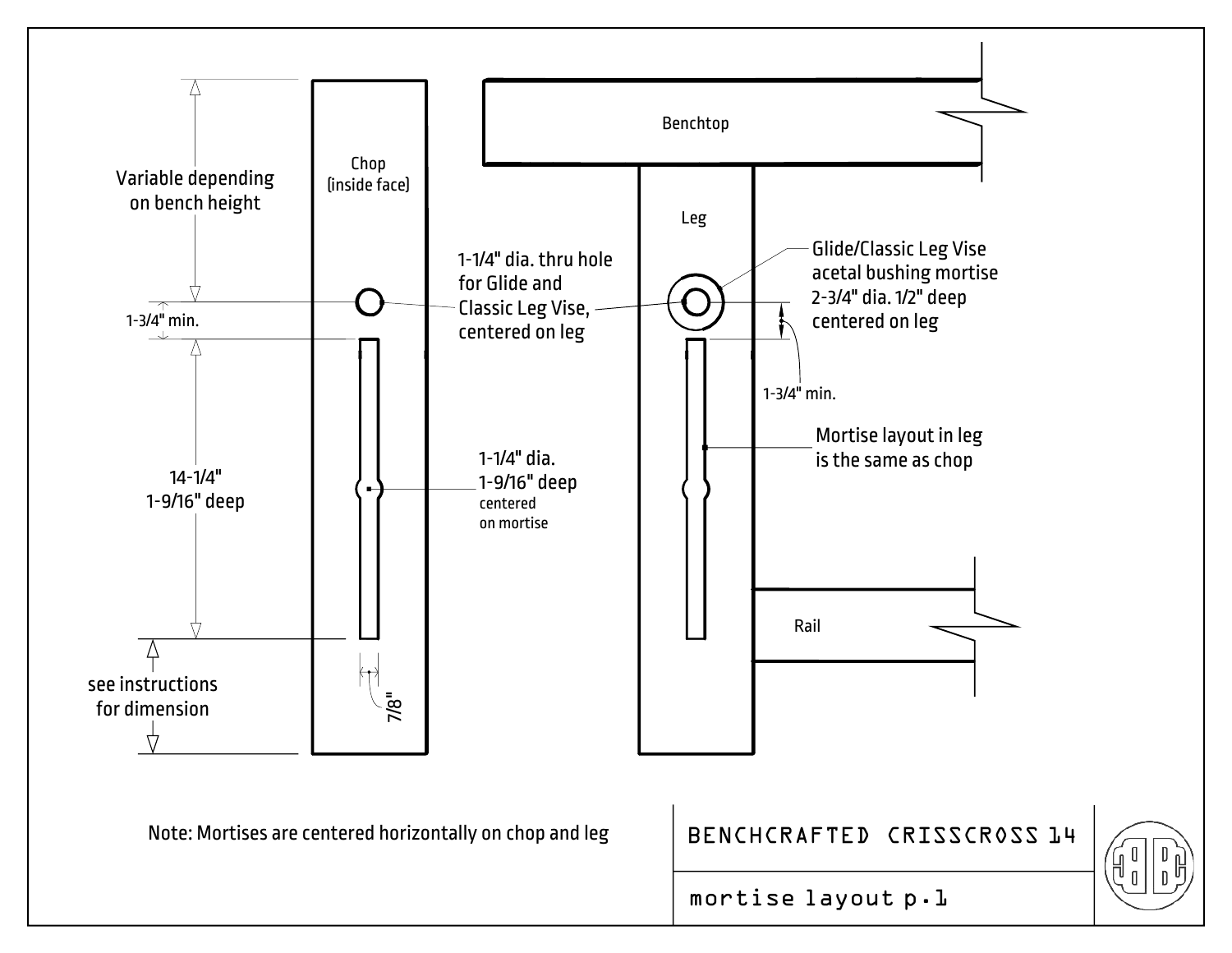Chop
(inside face)

Variable depending on bench height

1-3/4" min.

1-1/4" dia. thru hole for Glide and Classic Leg Vise, centered on leg

14-1/4"
1-9/16" deep

1-1/4" dia.
1-9/16" deep
centered on mortise

see instructions for dimension

7/8"

Benchtop

Leg

Glide/Classic Leg Vise acetal bushing mortise 2-3/4" dia. 1/2" deep centered on leg

1-3/4" min.

Mortise layout in leg is the same as chop

Rail

Note: Mortises are centered horizontally on chop and leg

BENCHCRAFTED CRISSCROSS 14

mortise layout p.1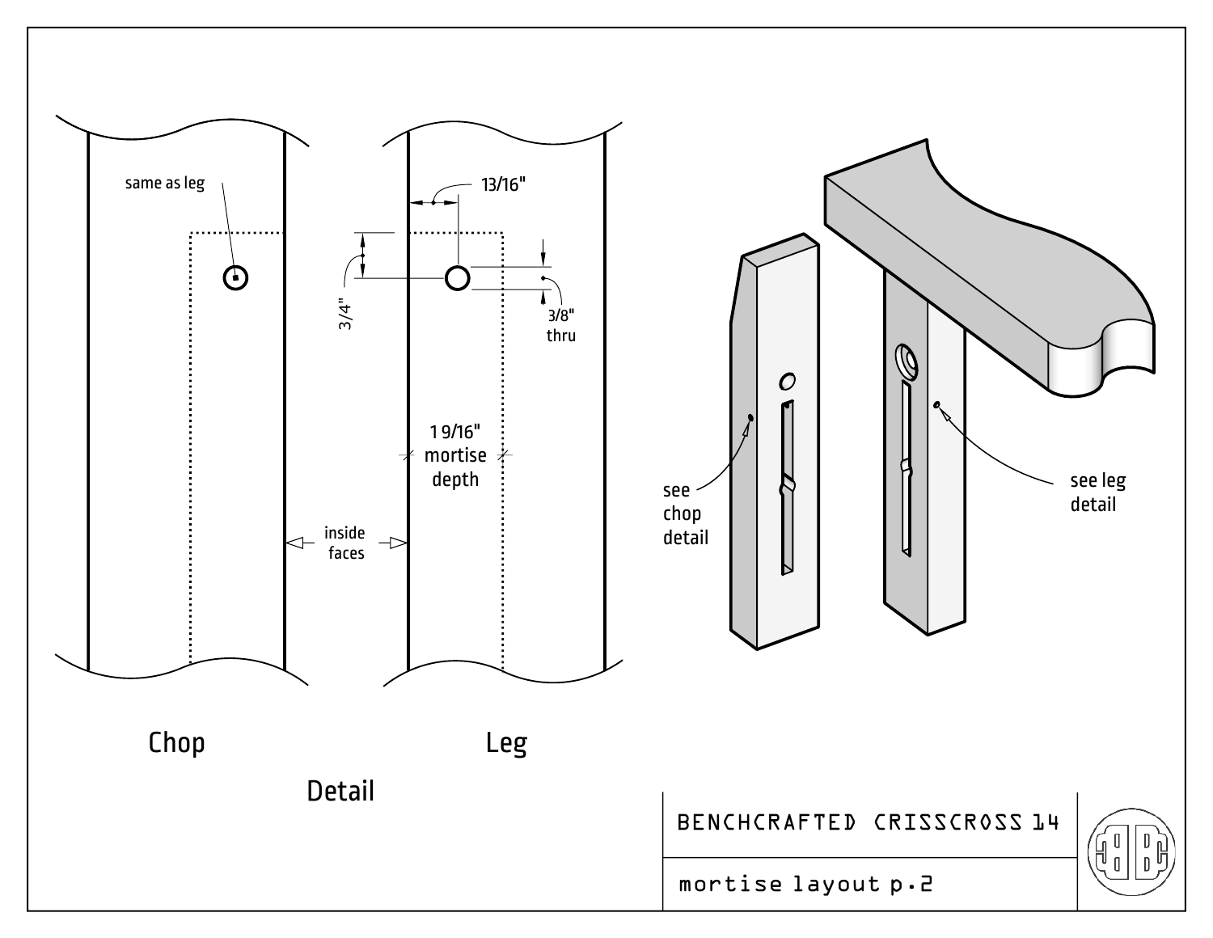same as leg

13/16"

3/4"

3/8" thru

1 9/16" mortise depth

inside faces

Chop

Leg

Detail

see chop detail

see leg detail

BENCHCRAFTED CRISSCROSS 14

mortise layout p.2